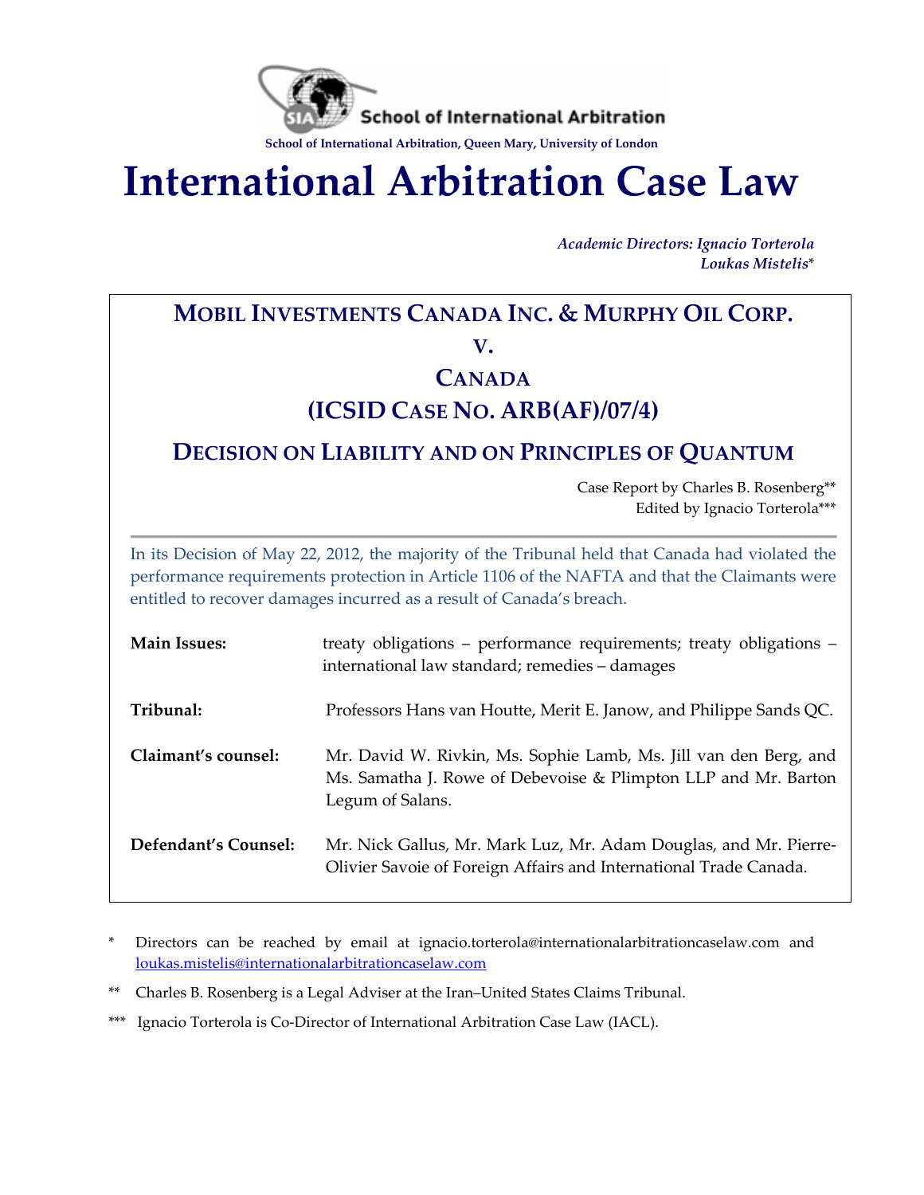School of International Arbitration

School of International Arbitration, Queen Mary, University of London

# International Arbitration Case Law

*Academic Directors: Ignacio Torterola*
*Loukas Mistelis**

## MOBIL INVESTMENTS CANADA INC. & MURPHY OIL CORP. v. CANADA (ICSID CASE NO. ARB(AF)/07/4)

## DECISION ON LIABILITY AND ON PRINCIPLES OF QUANTUM

Case Report by Charles B. Rosenberg**
Edited by Ignacio Torterola***

In its Decision of May 22, 2012, the majority of the Tribunal held that Canada had violated the performance requirements protection in Article 1106 of the NAFTA and that the Claimants were entitled to recover damages incurred as a result of Canada's breach.

| | |
|---|---|
| **Main Issues:** | treaty obligations – performance requirements; treaty obligations – international law standard; remedies – damages |
| **Tribunal:** | Professors Hans van Houtte, Merit E. Janow, and Philippe Sands QC. |
| **Claimant's counsel:** | Mr. David W. Rivkin, Ms. Sophie Lamb, Ms. Jill van den Berg, and Ms. Samatha J. Rowe of Debevoise & Plimpton LLP and Mr. Barton Legum of Salans. |
| **Defendant's Counsel:** | Mr. Nick Gallus, Mr. Mark Luz, Mr. Adam Douglas, and Mr. Pierre-Olivier Savoie of Foreign Affairs and International Trade Canada. |

\* Directors can be reached by email at ignacio.torterola@internationalarbitrationcaselaw.com and loukas.mistelis@internationalarbitrationcaselaw.com

** Charles B. Rosenberg is a Legal Adviser at the Iran–United States Claims Tribunal.

*** Ignacio Torterola is Co-Director of International Arbitration Case Law (IACL).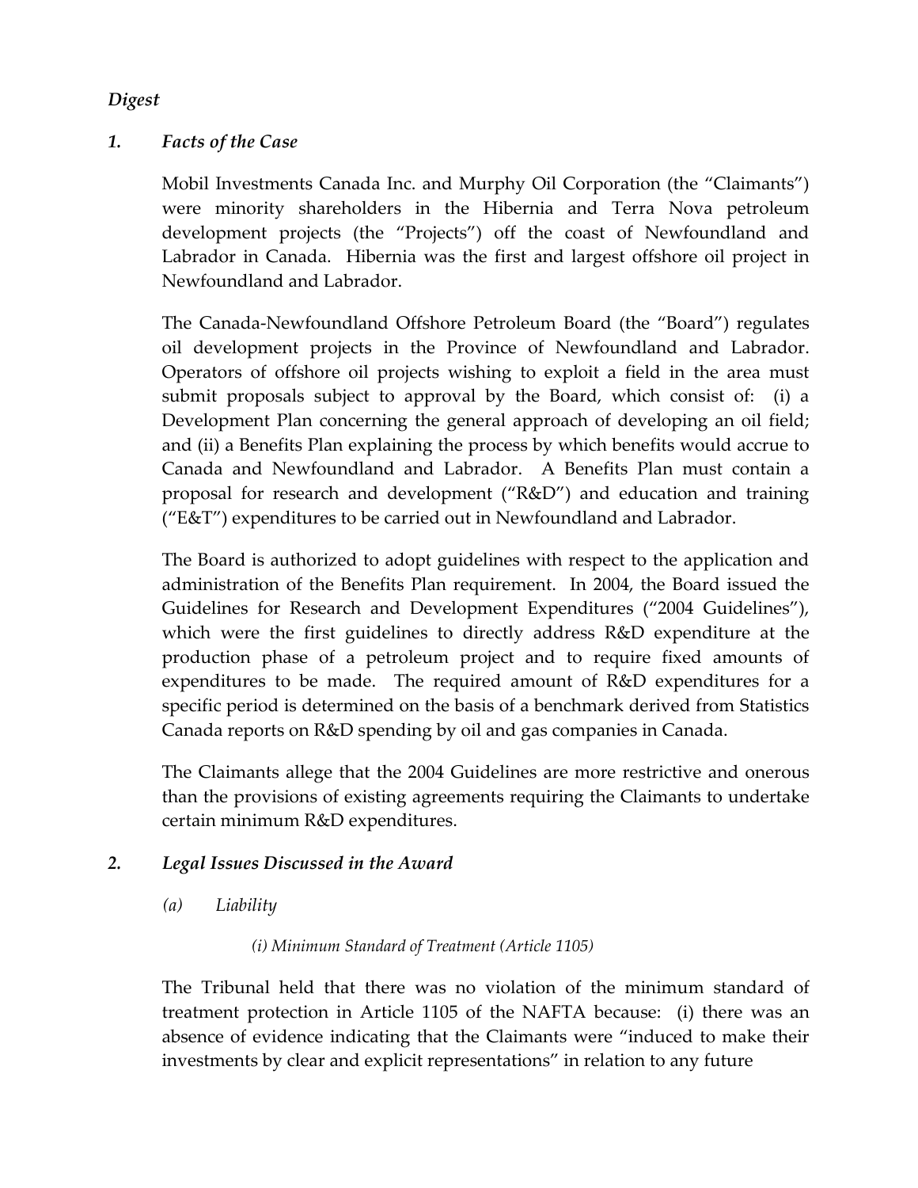*Digest*

## *1. Facts of the Case*

Mobil Investments Canada Inc. and Murphy Oil Corporation (the "Claimants") were minority shareholders in the Hibernia and Terra Nova petroleum development projects (the "Projects") off the coast of Newfoundland and Labrador in Canada. Hibernia was the first and largest offshore oil project in Newfoundland and Labrador.

The Canada-Newfoundland Offshore Petroleum Board (the "Board") regulates oil development projects in the Province of Newfoundland and Labrador. Operators of offshore oil projects wishing to exploit a field in the area must submit proposals subject to approval by the Board, which consist of: (i) a Development Plan concerning the general approach of developing an oil field; and (ii) a Benefits Plan explaining the process by which benefits would accrue to Canada and Newfoundland and Labrador. A Benefits Plan must contain a proposal for research and development ("R&D") and education and training ("E&T") expenditures to be carried out in Newfoundland and Labrador.

The Board is authorized to adopt guidelines with respect to the application and administration of the Benefits Plan requirement. In 2004, the Board issued the Guidelines for Research and Development Expenditures ("2004 Guidelines"), which were the first guidelines to directly address R&D expenditure at the production phase of a petroleum project and to require fixed amounts of expenditures to be made. The required amount of R&D expenditures for a specific period is determined on the basis of a benchmark derived from Statistics Canada reports on R&D spending by oil and gas companies in Canada.

The Claimants allege that the 2004 Guidelines are more restrictive and onerous than the provisions of existing agreements requiring the Claimants to undertake certain minimum R&D expenditures.

## *2. Legal Issues Discussed in the Award*

### *(a) Liability*

#### *(i) Minimum Standard of Treatment (Article 1105)*

The Tribunal held that there was no violation of the minimum standard of treatment protection in Article 1105 of the NAFTA because: (i) there was an absence of evidence indicating that the Claimants were "induced to make their investments by clear and explicit representations" in relation to any future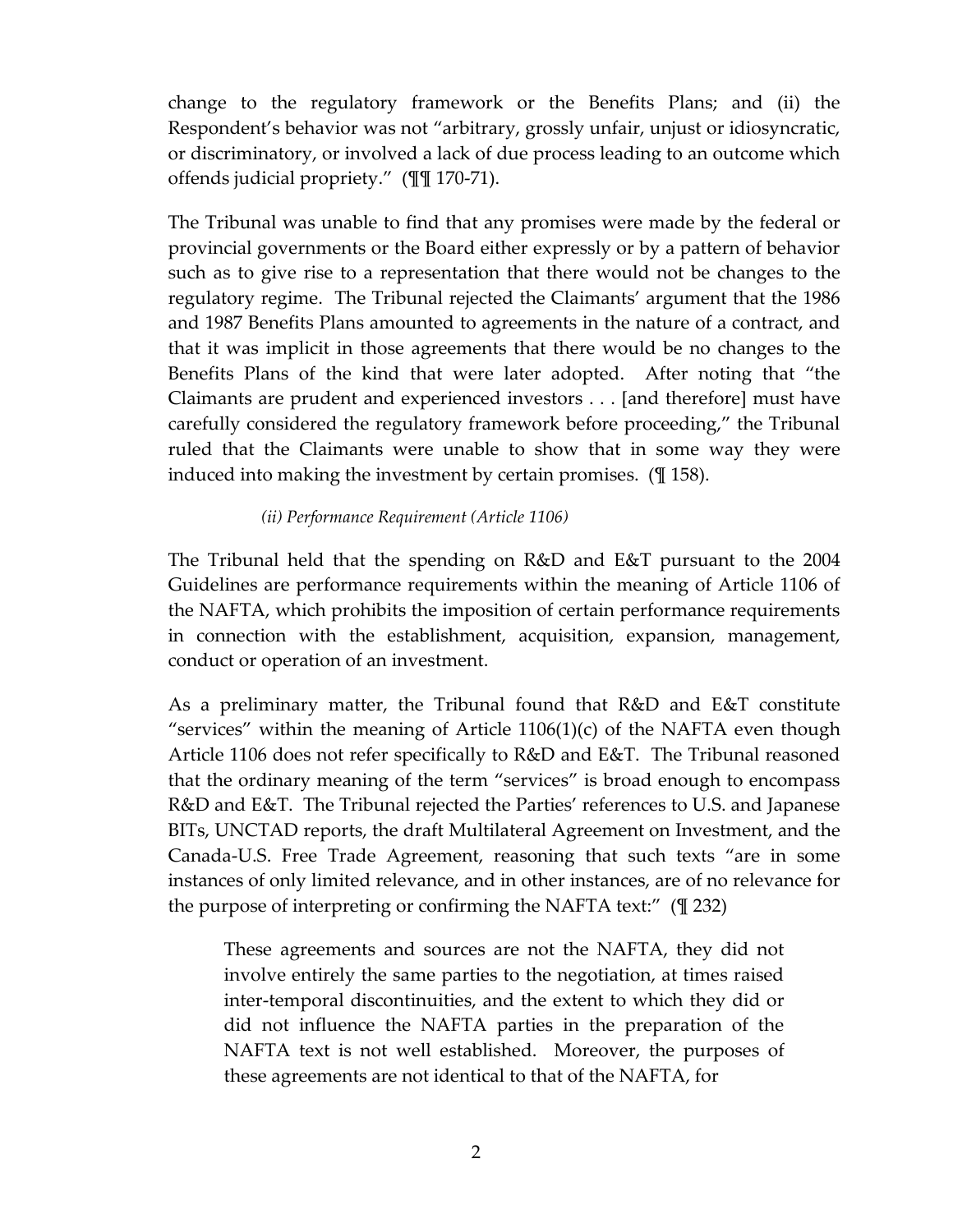change to the regulatory framework or the Benefits Plans; and (ii) the Respondent's behavior was not "arbitrary, grossly unfair, unjust or idiosyncratic, or discriminatory, or involved a lack of due process leading to an outcome which offends judicial propriety." (¶¶ 170-71).

The Tribunal was unable to find that any promises were made by the federal or provincial governments or the Board either expressly or by a pattern of behavior such as to give rise to a representation that there would not be changes to the regulatory regime. The Tribunal rejected the Claimants' argument that the 1986 and 1987 Benefits Plans amounted to agreements in the nature of a contract, and that it was implicit in those agreements that there would be no changes to the Benefits Plans of the kind that were later adopted. After noting that "the Claimants are prudent and experienced investors . . . [and therefore] must have carefully considered the regulatory framework before proceeding," the Tribunal ruled that the Claimants were unable to show that in some way they were induced into making the investment by certain promises. (¶ 158).

*(ii) Performance Requirement (Article 1106)*

The Tribunal held that the spending on R&D and E&T pursuant to the 2004 Guidelines are performance requirements within the meaning of Article 1106 of the NAFTA, which prohibits the imposition of certain performance requirements in connection with the establishment, acquisition, expansion, management, conduct or operation of an investment.

As a preliminary matter, the Tribunal found that R&D and E&T constitute "services" within the meaning of Article 1106(1)(c) of the NAFTA even though Article 1106 does not refer specifically to R&D and E&T. The Tribunal reasoned that the ordinary meaning of the term "services" is broad enough to encompass R&D and E&T. The Tribunal rejected the Parties' references to U.S. and Japanese BITs, UNCTAD reports, the draft Multilateral Agreement on Investment, and the Canada-U.S. Free Trade Agreement, reasoning that such texts "are in some instances of only limited relevance, and in other instances, are of no relevance for the purpose of interpreting or confirming the NAFTA text:" (¶ 232)

> These agreements and sources are not the NAFTA, they did not involve entirely the same parties to the negotiation, at times raised inter-temporal discontinuities, and the extent to which they did or did not influence the NAFTA parties in the preparation of the NAFTA text is not well established. Moreover, the purposes of these agreements are not identical to that of the NAFTA, for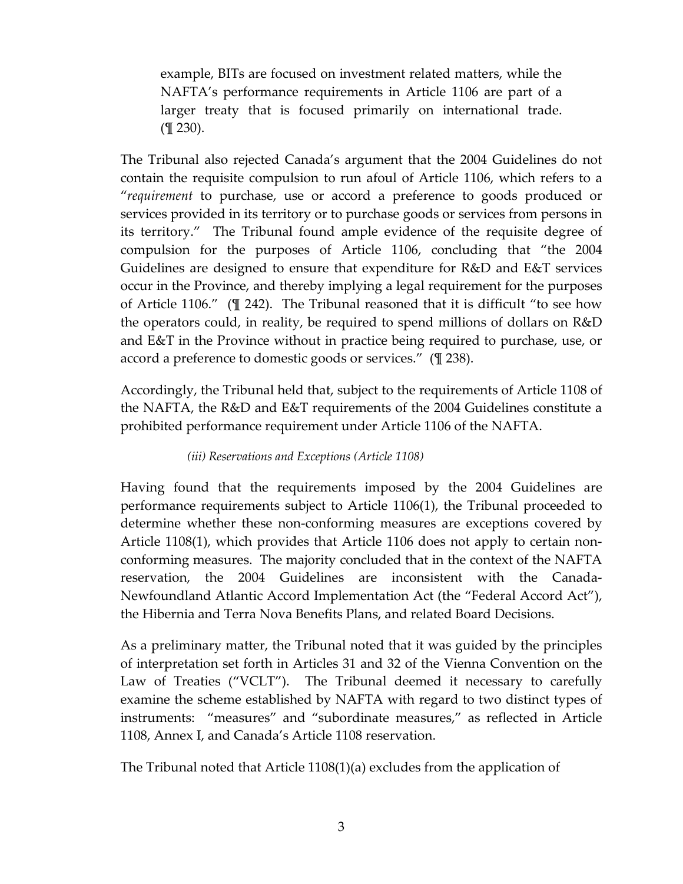> example, BITs are focused on investment related matters, while the NAFTA's performance requirements in Article 1106 are part of a larger treaty that is focused primarily on international trade. (¶ 230).

The Tribunal also rejected Canada's argument that the 2004 Guidelines do not contain the requisite compulsion to run afoul of Article 1106, which refers to a "*requirement* to purchase, use or accord a preference to goods produced or services provided in its territory or to purchase goods or services from persons in its territory." The Tribunal found ample evidence of the requisite degree of compulsion for the purposes of Article 1106, concluding that "the 2004 Guidelines are designed to ensure that expenditure for R&D and E&T services occur in the Province, and thereby implying a legal requirement for the purposes of Article 1106." (¶ 242). The Tribunal reasoned that it is difficult "to see how the operators could, in reality, be required to spend millions of dollars on R&D and E&T in the Province without in practice being required to purchase, use, or accord a preference to domestic goods or services." (¶ 238).

Accordingly, the Tribunal held that, subject to the requirements of Article 1108 of the NAFTA, the R&D and E&T requirements of the 2004 Guidelines constitute a prohibited performance requirement under Article 1106 of the NAFTA.

*(iii) Reservations and Exceptions (Article 1108)*

Having found that the requirements imposed by the 2004 Guidelines are performance requirements subject to Article 1106(1), the Tribunal proceeded to determine whether these non-conforming measures are exceptions covered by Article 1108(1), which provides that Article 1106 does not apply to certain non-conforming measures. The majority concluded that in the context of the NAFTA reservation, the 2004 Guidelines are inconsistent with the Canada-Newfoundland Atlantic Accord Implementation Act (the "Federal Accord Act"), the Hibernia and Terra Nova Benefits Plans, and related Board Decisions.

As a preliminary matter, the Tribunal noted that it was guided by the principles of interpretation set forth in Articles 31 and 32 of the Vienna Convention on the Law of Treaties ("VCLT"). The Tribunal deemed it necessary to carefully examine the scheme established by NAFTA with regard to two distinct types of instruments: "measures" and "subordinate measures," as reflected in Article 1108, Annex I, and Canada's Article 1108 reservation.

The Tribunal noted that Article 1108(1)(a) excludes from the application of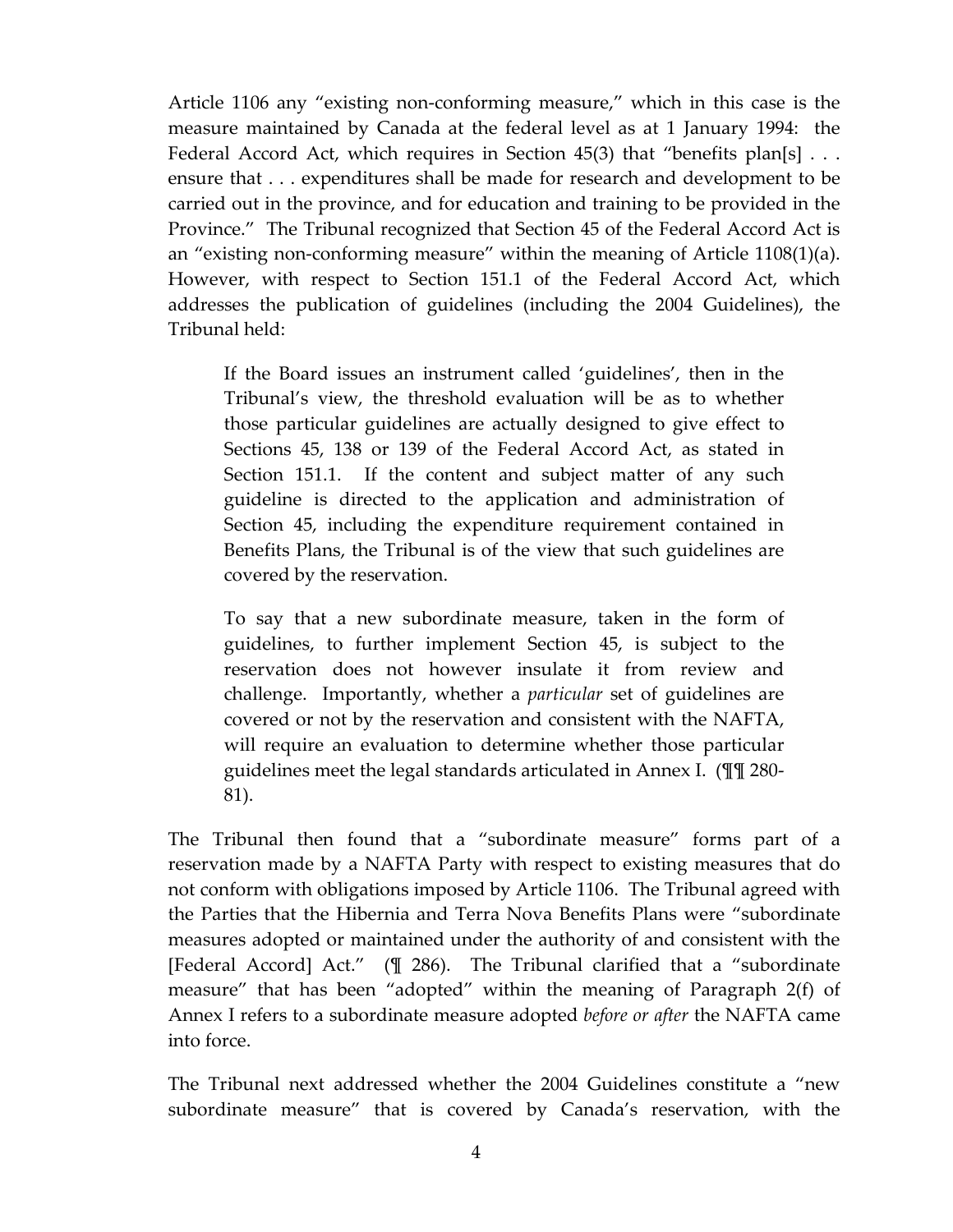Article 1106 any "existing non-conforming measure," which in this case is the measure maintained by Canada at the federal level as at 1 January 1994: the Federal Accord Act, which requires in Section 45(3) that "benefits plan[s] . . . ensure that . . . expenditures shall be made for research and development to be carried out in the province, and for education and training to be provided in the Province." The Tribunal recognized that Section 45 of the Federal Accord Act is an "existing non-conforming measure" within the meaning of Article 1108(1)(a). However, with respect to Section 151.1 of the Federal Accord Act, which addresses the publication of guidelines (including the 2004 Guidelines), the Tribunal held:

> If the Board issues an instrument called 'guidelines', then in the Tribunal's view, the threshold evaluation will be as to whether those particular guidelines are actually designed to give effect to Sections 45, 138 or 139 of the Federal Accord Act, as stated in Section 151.1. If the content and subject matter of any such guideline is directed to the application and administration of Section 45, including the expenditure requirement contained in Benefits Plans, the Tribunal is of the view that such guidelines are covered by the reservation.
>
> To say that a new subordinate measure, taken in the form of guidelines, to further implement Section 45, is subject to the reservation does not however insulate it from review and challenge. Importantly, whether a *particular* set of guidelines are covered or not by the reservation and consistent with the NAFTA, will require an evaluation to determine whether those particular guidelines meet the legal standards articulated in Annex I. (¶¶ 280-81).

The Tribunal then found that a "subordinate measure" forms part of a reservation made by a NAFTA Party with respect to existing measures that do not conform with obligations imposed by Article 1106. The Tribunal agreed with the Parties that the Hibernia and Terra Nova Benefits Plans were "subordinate measures adopted or maintained under the authority of and consistent with the [Federal Accord] Act." (¶ 286). The Tribunal clarified that a "subordinate measure" that has been "adopted" within the meaning of Paragraph 2(f) of Annex I refers to a subordinate measure adopted *before or after* the NAFTA came into force.

The Tribunal next addressed whether the 2004 Guidelines constitute a "new subordinate measure" that is covered by Canada's reservation, with the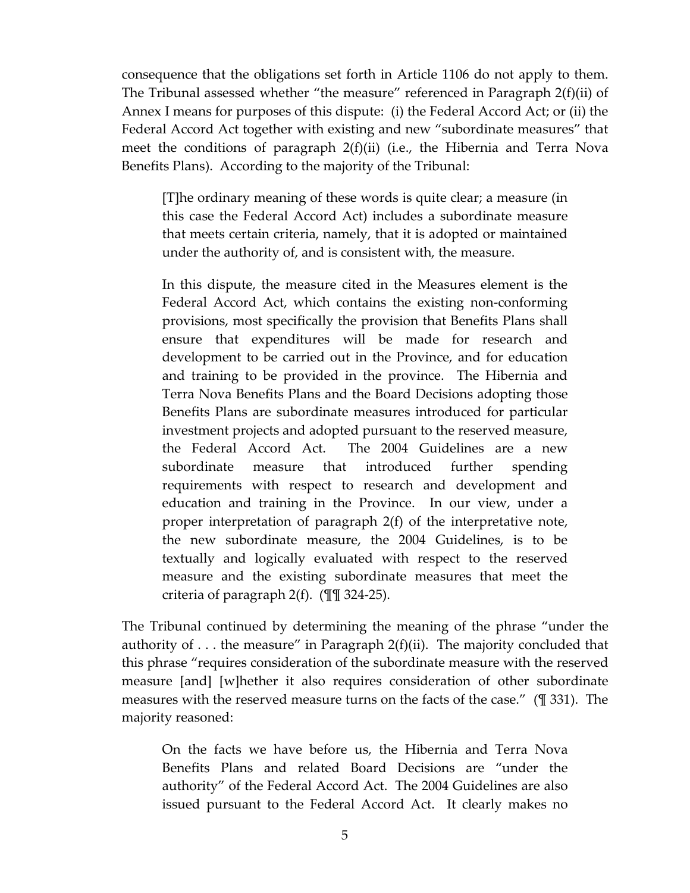consequence that the obligations set forth in Article 1106 do not apply to them. The Tribunal assessed whether "the measure" referenced in Paragraph 2(f)(ii) of Annex I means for purposes of this dispute: (i) the Federal Accord Act; or (ii) the Federal Accord Act together with existing and new "subordinate measures" that meet the conditions of paragraph 2(f)(ii) (i.e., the Hibernia and Terra Nova Benefits Plans). According to the majority of the Tribunal:

> [T]he ordinary meaning of these words is quite clear; a measure (in this case the Federal Accord Act) includes a subordinate measure that meets certain criteria, namely, that it is adopted or maintained under the authority of, and is consistent with, the measure.
>
> In this dispute, the measure cited in the Measures element is the Federal Accord Act, which contains the existing non-conforming provisions, most specifically the provision that Benefits Plans shall ensure that expenditures will be made for research and development to be carried out in the Province, and for education and training to be provided in the province. The Hibernia and Terra Nova Benefits Plans and the Board Decisions adopting those Benefits Plans are subordinate measures introduced for particular investment projects and adopted pursuant to the reserved measure, the Federal Accord Act. The 2004 Guidelines are a new subordinate measure that introduced further spending requirements with respect to research and development and education and training in the Province. In our view, under a proper interpretation of paragraph 2(f) of the interpretative note, the new subordinate measure, the 2004 Guidelines, is to be textually and logically evaluated with respect to the reserved measure and the existing subordinate measures that meet the criteria of paragraph 2(f). (¶¶ 324-25).

The Tribunal continued by determining the meaning of the phrase "under the authority of . . . the measure" in Paragraph 2(f)(ii). The majority concluded that this phrase "requires consideration of the subordinate measure with the reserved measure [and] [w]hether it also requires consideration of other subordinate measures with the reserved measure turns on the facts of the case." (¶ 331). The majority reasoned:

> On the facts we have before us, the Hibernia and Terra Nova Benefits Plans and related Board Decisions are "under the authority" of the Federal Accord Act. The 2004 Guidelines are also issued pursuant to the Federal Accord Act. It clearly makes no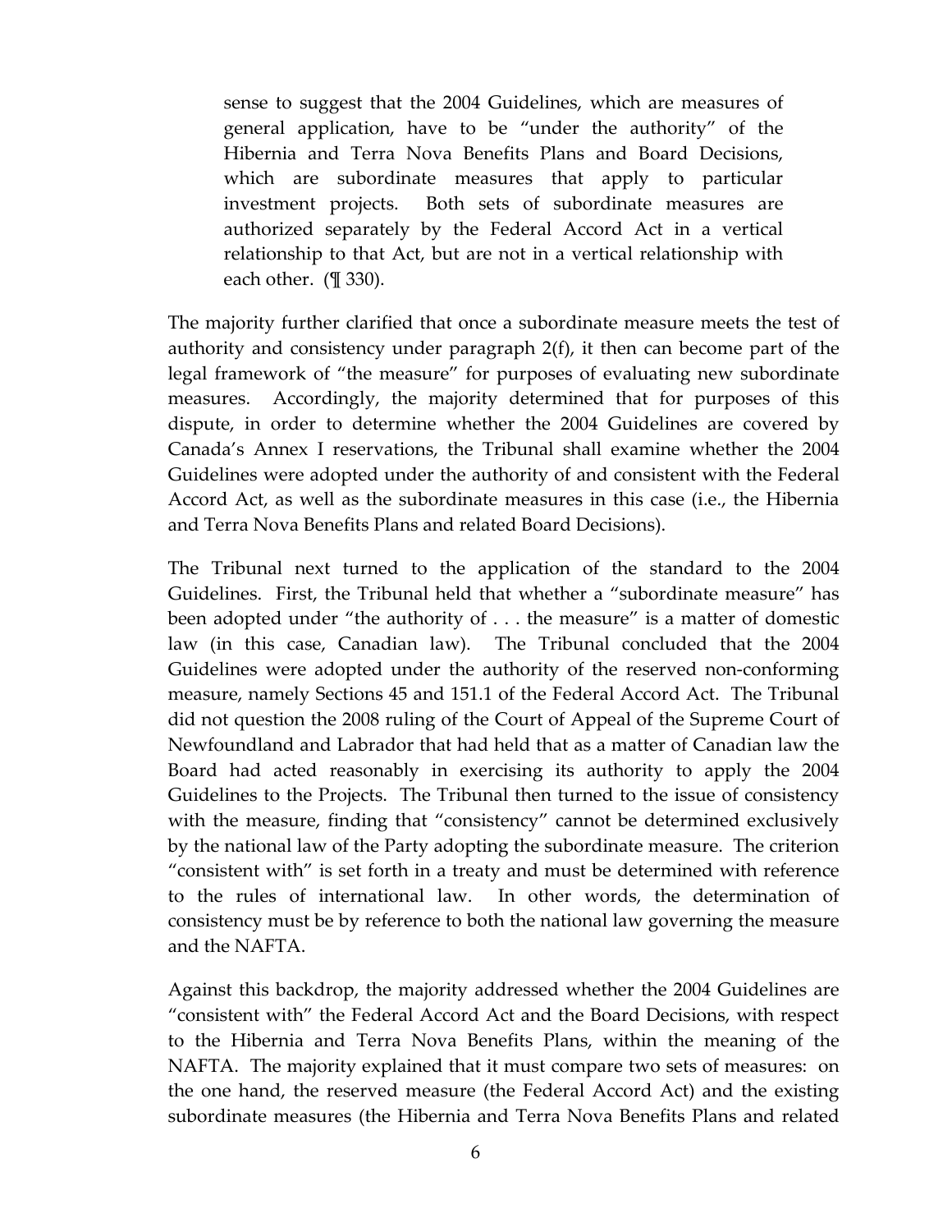> sense to suggest that the 2004 Guidelines, which are measures of general application, have to be "under the authority" of the Hibernia and Terra Nova Benefits Plans and Board Decisions, which are subordinate measures that apply to particular investment projects. Both sets of subordinate measures are authorized separately by the Federal Accord Act in a vertical relationship to that Act, but are not in a vertical relationship with each other. (¶ 330).

The majority further clarified that once a subordinate measure meets the test of authority and consistency under paragraph 2(f), it then can become part of the legal framework of "the measure" for purposes of evaluating new subordinate measures. Accordingly, the majority determined that for purposes of this dispute, in order to determine whether the 2004 Guidelines are covered by Canada's Annex I reservations, the Tribunal shall examine whether the 2004 Guidelines were adopted under the authority of and consistent with the Federal Accord Act, as well as the subordinate measures in this case (i.e., the Hibernia and Terra Nova Benefits Plans and related Board Decisions).

The Tribunal next turned to the application of the standard to the 2004 Guidelines. First, the Tribunal held that whether a "subordinate measure" has been adopted under "the authority of . . . the measure" is a matter of domestic law (in this case, Canadian law). The Tribunal concluded that the 2004 Guidelines were adopted under the authority of the reserved non-conforming measure, namely Sections 45 and 151.1 of the Federal Accord Act. The Tribunal did not question the 2008 ruling of the Court of Appeal of the Supreme Court of Newfoundland and Labrador that had held that as a matter of Canadian law the Board had acted reasonably in exercising its authority to apply the 2004 Guidelines to the Projects. The Tribunal then turned to the issue of consistency with the measure, finding that "consistency" cannot be determined exclusively by the national law of the Party adopting the subordinate measure. The criterion "consistent with" is set forth in a treaty and must be determined with reference to the rules of international law. In other words, the determination of consistency must be by reference to both the national law governing the measure and the NAFTA.

Against this backdrop, the majority addressed whether the 2004 Guidelines are "consistent with" the Federal Accord Act and the Board Decisions, with respect to the Hibernia and Terra Nova Benefits Plans, within the meaning of the NAFTA. The majority explained that it must compare two sets of measures: on the one hand, the reserved measure (the Federal Accord Act) and the existing subordinate measures (the Hibernia and Terra Nova Benefits Plans and related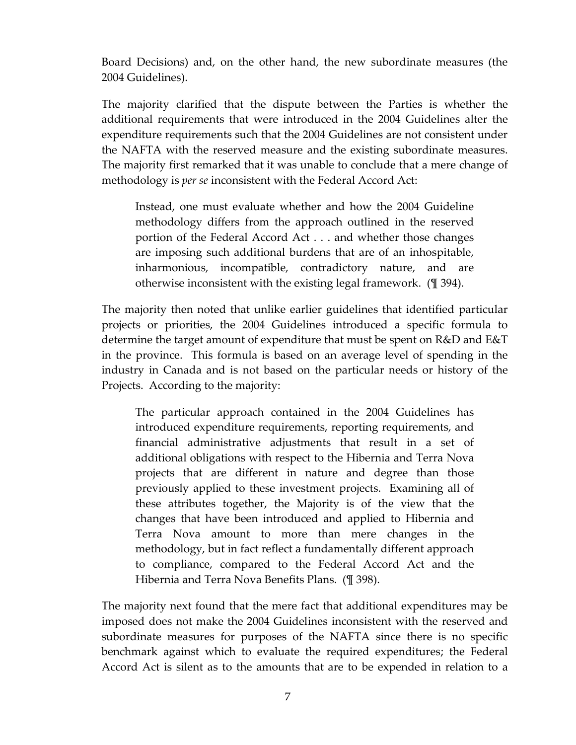Board Decisions) and, on the other hand, the new subordinate measures (the 2004 Guidelines).

The majority clarified that the dispute between the Parties is whether the additional requirements that were introduced in the 2004 Guidelines alter the expenditure requirements such that the 2004 Guidelines are not consistent under the NAFTA with the reserved measure and the existing subordinate measures. The majority first remarked that it was unable to conclude that a mere change of methodology is *per se* inconsistent with the Federal Accord Act:

> Instead, one must evaluate whether and how the 2004 Guideline methodology differs from the approach outlined in the reserved portion of the Federal Accord Act . . . and whether those changes are imposing such additional burdens that are of an inhospitable, inharmonious, incompatible, contradictory nature, and are otherwise inconsistent with the existing legal framework. (¶ 394).

The majority then noted that unlike earlier guidelines that identified particular projects or priorities, the 2004 Guidelines introduced a specific formula to determine the target amount of expenditure that must be spent on R&D and E&T in the province. This formula is based on an average level of spending in the industry in Canada and is not based on the particular needs or history of the Projects. According to the majority:

> The particular approach contained in the 2004 Guidelines has introduced expenditure requirements, reporting requirements, and financial administrative adjustments that result in a set of additional obligations with respect to the Hibernia and Terra Nova projects that are different in nature and degree than those previously applied to these investment projects. Examining all of these attributes together, the Majority is of the view that the changes that have been introduced and applied to Hibernia and Terra Nova amount to more than mere changes in the methodology, but in fact reflect a fundamentally different approach to compliance, compared to the Federal Accord Act and the Hibernia and Terra Nova Benefits Plans. (¶ 398).

The majority next found that the mere fact that additional expenditures may be imposed does not make the 2004 Guidelines inconsistent with the reserved and subordinate measures for purposes of the NAFTA since there is no specific benchmark against which to evaluate the required expenditures; the Federal Accord Act is silent as to the amounts that are to be expended in relation to a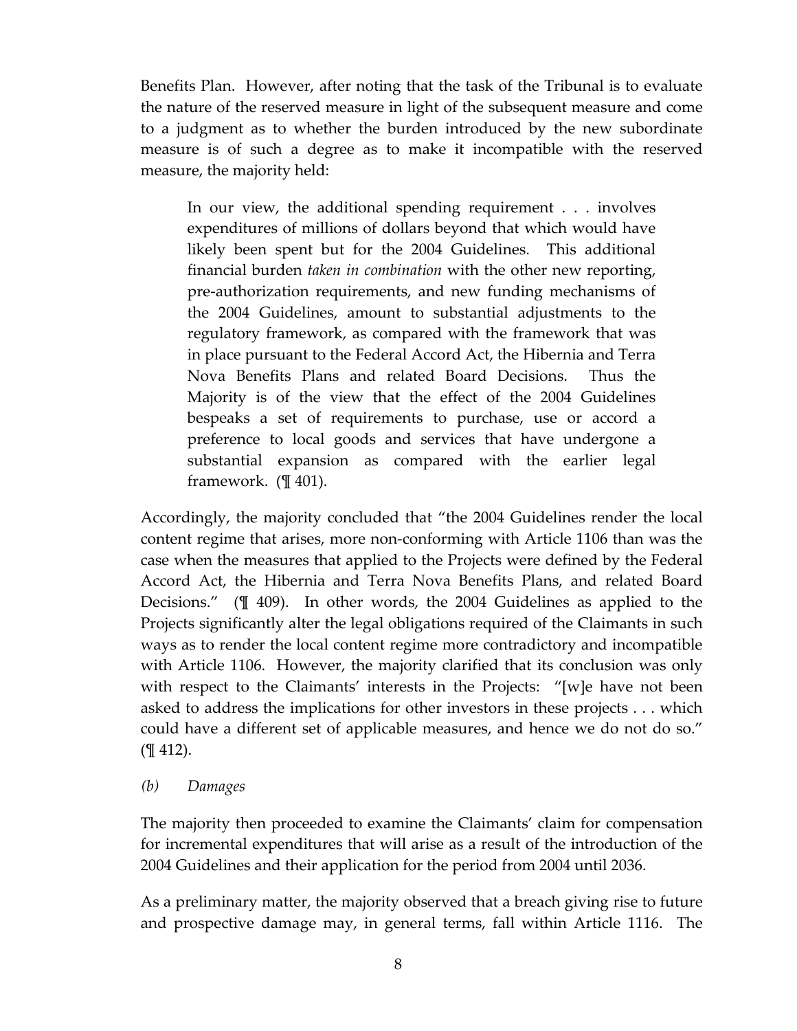Benefits Plan. However, after noting that the task of the Tribunal is to evaluate the nature of the reserved measure in light of the subsequent measure and come to a judgment as to whether the burden introduced by the new subordinate measure is of such a degree as to make it incompatible with the reserved measure, the majority held:

> In our view, the additional spending requirement . . . involves expenditures of millions of dollars beyond that which would have likely been spent but for the 2004 Guidelines. This additional financial burden *taken in combination* with the other new reporting, pre-authorization requirements, and new funding mechanisms of the 2004 Guidelines, amount to substantial adjustments to the regulatory framework, as compared with the framework that was in place pursuant to the Federal Accord Act, the Hibernia and Terra Nova Benefits Plans and related Board Decisions. Thus the Majority is of the view that the effect of the 2004 Guidelines bespeaks a set of requirements to purchase, use or accord a preference to local goods and services that have undergone a substantial expansion as compared with the earlier legal framework. (¶ 401).

Accordingly, the majority concluded that "the 2004 Guidelines render the local content regime that arises, more non-conforming with Article 1106 than was the case when the measures that applied to the Projects were defined by the Federal Accord Act, the Hibernia and Terra Nova Benefits Plans, and related Board Decisions." (¶ 409). In other words, the 2004 Guidelines as applied to the Projects significantly alter the legal obligations required of the Claimants in such ways as to render the local content regime more contradictory and incompatible with Article 1106. However, the majority clarified that its conclusion was only with respect to the Claimants' interests in the Projects: "[w]e have not been asked to address the implications for other investors in these projects . . . which could have a different set of applicable measures, and hence we do not do so." (¶ 412).

*(b) Damages*

The majority then proceeded to examine the Claimants' claim for compensation for incremental expenditures that will arise as a result of the introduction of the 2004 Guidelines and their application for the period from 2004 until 2036.

As a preliminary matter, the majority observed that a breach giving rise to future and prospective damage may, in general terms, fall within Article 1116. The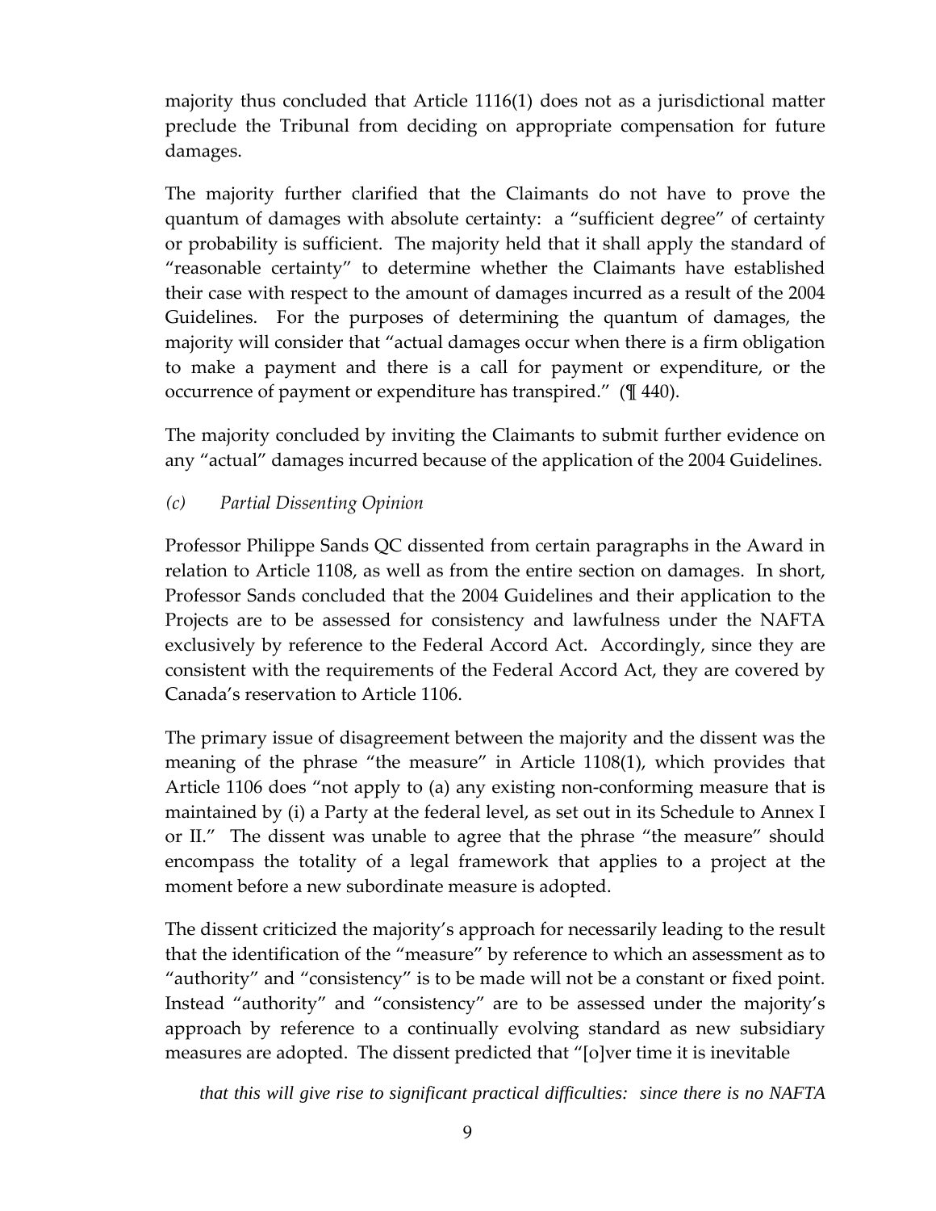majority thus concluded that Article 1116(1) does not as a jurisdictional matter preclude the Tribunal from deciding on appropriate compensation for future damages.

The majority further clarified that the Claimants do not have to prove the quantum of damages with absolute certainty: a "sufficient degree" of certainty or probability is sufficient. The majority held that it shall apply the standard of "reasonable certainty" to determine whether the Claimants have established their case with respect to the amount of damages incurred as a result of the 2004 Guidelines. For the purposes of determining the quantum of damages, the majority will consider that "actual damages occur when there is a firm obligation to make a payment and there is a call for payment or expenditure, or the occurrence of payment or expenditure has transpired." (¶ 440).

The majority concluded by inviting the Claimants to submit further evidence on any "actual" damages incurred because of the application of the 2004 Guidelines.

*(c) Partial Dissenting Opinion*

Professor Philippe Sands QC dissented from certain paragraphs in the Award in relation to Article 1108, as well as from the entire section on damages. In short, Professor Sands concluded that the 2004 Guidelines and their application to the Projects are to be assessed for consistency and lawfulness under the NAFTA exclusively by reference to the Federal Accord Act. Accordingly, since they are consistent with the requirements of the Federal Accord Act, they are covered by Canada's reservation to Article 1106.

The primary issue of disagreement between the majority and the dissent was the meaning of the phrase "the measure" in Article 1108(1), which provides that Article 1106 does "not apply to (a) any existing non-conforming measure that is maintained by (i) a Party at the federal level, as set out in its Schedule to Annex I or II." The dissent was unable to agree that the phrase "the measure" should encompass the totality of a legal framework that applies to a project at the moment before a new subordinate measure is adopted.

The dissent criticized the majority's approach for necessarily leading to the result that the identification of the "measure" by reference to which an assessment as to "authority" and "consistency" is to be made will not be a constant or fixed point. Instead "authority" and "consistency" are to be assessed under the majority's approach by reference to a continually evolving standard as new subsidiary measures are adopted. The dissent predicted that "[o]ver time it is inevitable

*that this will give rise to significant practical difficulties: since there is no NAFTA*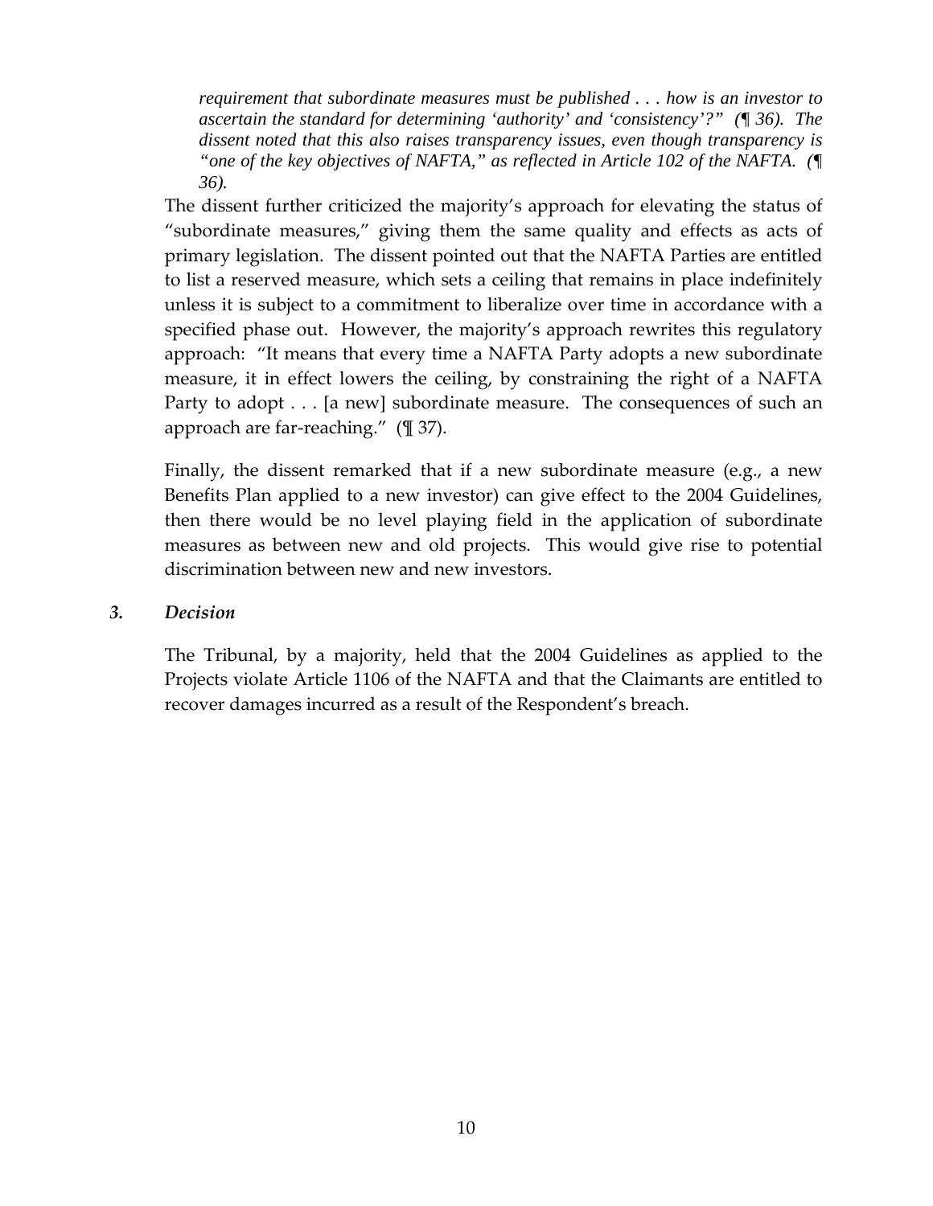*requirement that subordinate measures must be published . . . how is an investor to ascertain the standard for determining 'authority' and 'consistency'?" (¶ 36). The dissent noted that this also raises transparency issues, even though transparency is "one of the key objectives of NAFTA," as reflected in Article 102 of the NAFTA. (¶ 36).*

The dissent further criticized the majority's approach for elevating the status of "subordinate measures," giving them the same quality and effects as acts of primary legislation. The dissent pointed out that the NAFTA Parties are entitled to list a reserved measure, which sets a ceiling that remains in place indefinitely unless it is subject to a commitment to liberalize over time in accordance with a specified phase out. However, the majority's approach rewrites this regulatory approach: "It means that every time a NAFTA Party adopts a new subordinate measure, it in effect lowers the ceiling, by constraining the right of a NAFTA Party to adopt . . . [a new] subordinate measure. The consequences of such an approach are far-reaching." (¶ 37).

Finally, the dissent remarked that if a new subordinate measure (e.g., a new Benefits Plan applied to a new investor) can give effect to the 2004 Guidelines, then there would be no level playing field in the application of subordinate measures as between new and old projects. This would give rise to potential discrimination between new and new investors.

### *3. Decision*

The Tribunal, by a majority, held that the 2004 Guidelines as applied to the Projects violate Article 1106 of the NAFTA and that the Claimants are entitled to recover damages incurred as a result of the Respondent's breach.